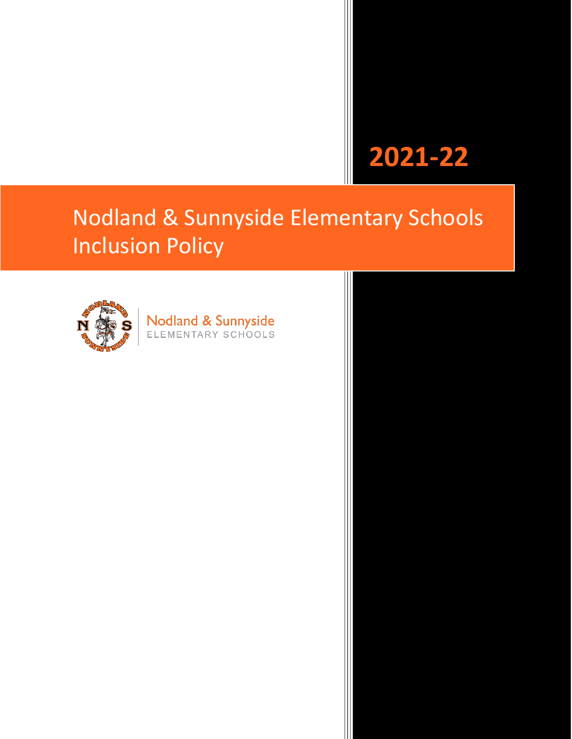2021-22

# Nodland & Sunnyside Elementary Schools Inclusion Policy

Nodland & Sunnyside
ELEMENTARY SCHOOLS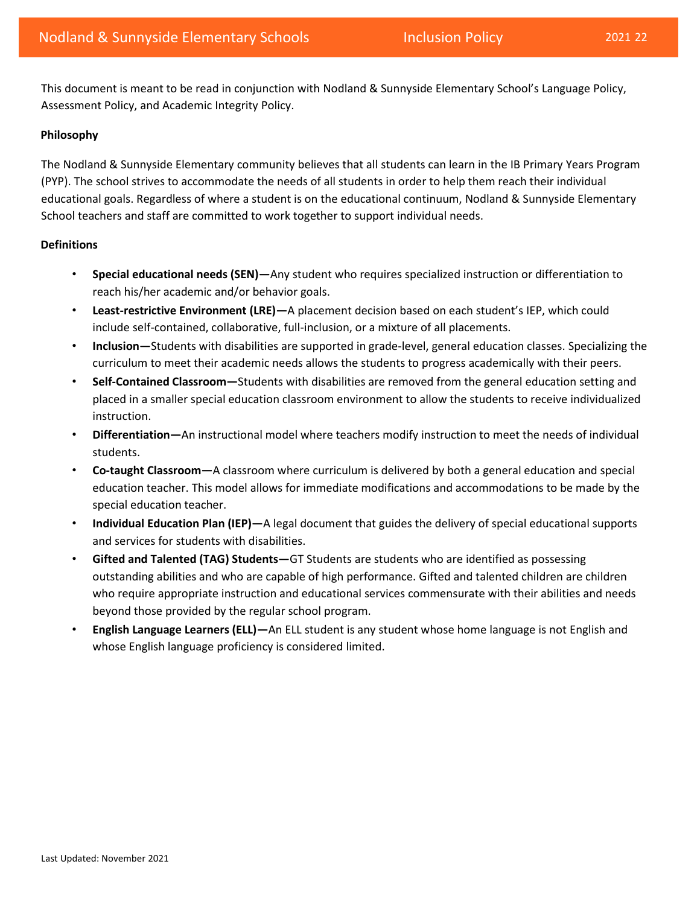This document is meant to be read in conjunction with Nodland & Sunnyside Elementary School's Language Policy, Assessment Policy, and Academic Integrity Policy.

**Philosophy**

The Nodland & Sunnyside Elementary community believes that all students can learn in the IB Primary Years Program (PYP). The school strives to accommodate the needs of all students in order to help them reach their individual educational goals. Regardless of where a student is on the educational continuum, Nodland & Sunnyside Elementary School teachers and staff are committed to work together to support individual needs.

**Definitions**

- **Special educational needs (SEN)—**Any student who requires specialized instruction or differentiation to reach his/her academic and/or behavior goals.
- **Least-restrictive Environment (LRE)—**A placement decision based on each student's IEP, which could include self-contained, collaborative, full-inclusion, or a mixture of all placements.
- **Inclusion—**Students with disabilities are supported in grade-level, general education classes. Specializing the curriculum to meet their academic needs allows the students to progress academically with their peers.
- **Self-Contained Classroom—**Students with disabilities are removed from the general education setting and placed in a smaller special education classroom environment to allow the students to receive individualized instruction.
- **Differentiation—**An instructional model where teachers modify instruction to meet the needs of individual students.
- **Co-taught Classroom—**A classroom where curriculum is delivered by both a general education and special education teacher. This model allows for immediate modifications and accommodations to be made by the special education teacher.
- **Individual Education Plan (IEP)—**A legal document that guides the delivery of special educational supports and services for students with disabilities.
- **Gifted and Talented (TAG) Students—**GT Students are students who are identified as possessing outstanding abilities and who are capable of high performance. Gifted and talented children are children who require appropriate instruction and educational services commensurate with their abilities and needs beyond those provided by the regular school program.
- **English Language Learners (ELL)—**An ELL student is any student whose home language is not English and whose English language proficiency is considered limited.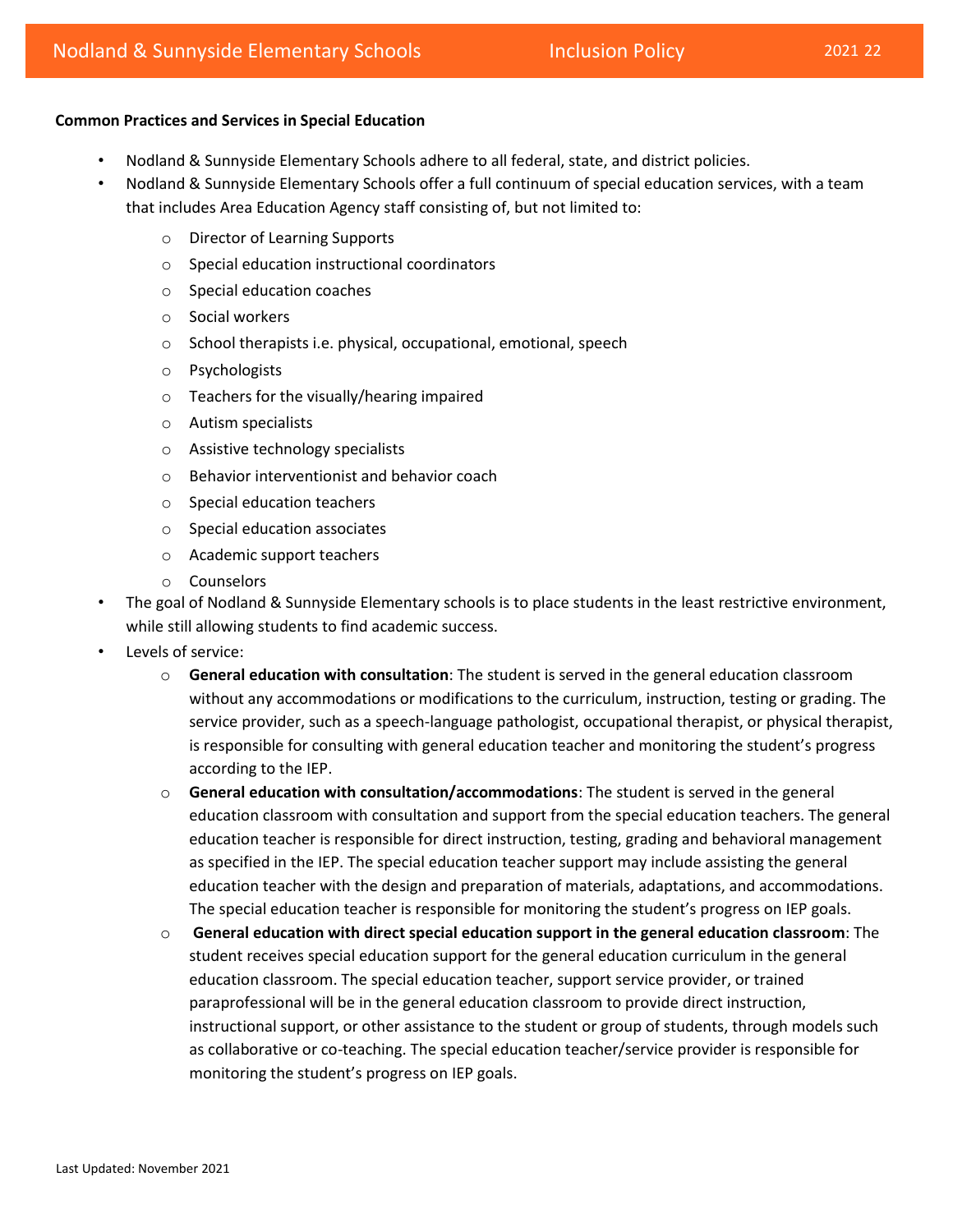**Common Practices and Services in Special Education**

- Nodland & Sunnyside Elementary Schools adhere to all federal, state, and district policies.
- Nodland & Sunnyside Elementary Schools offer a full continuum of special education services, with a team that includes Area Education Agency staff consisting of, but not limited to:
  - Director of Learning Supports
  - Special education instructional coordinators
  - Special education coaches
  - Social workers
  - School therapists i.e. physical, occupational, emotional, speech
  - Psychologists
  - Teachers for the visually/hearing impaired
  - Autism specialists
  - Assistive technology specialists
  - Behavior interventionist and behavior coach
  - Special education teachers
  - Special education associates
  - Academic support teachers
  - Counselors
- The goal of Nodland & Sunnyside Elementary schools is to place students in the least restrictive environment, while still allowing students to find academic success.
- Levels of service:
  - **General education with consultation**: The student is served in the general education classroom without any accommodations or modifications to the curriculum, instruction, testing or grading. The service provider, such as a speech-language pathologist, occupational therapist, or physical therapist, is responsible for consulting with general education teacher and monitoring the student's progress according to the IEP.
  - **General education with consultation/accommodations**: The student is served in the general education classroom with consultation and support from the special education teachers. The general education teacher is responsible for direct instruction, testing, grading and behavioral management as specified in the IEP. The special education teacher support may include assisting the general education teacher with the design and preparation of materials, adaptations, and accommodations. The special education teacher is responsible for monitoring the student's progress on IEP goals.
  - **General education with direct special education support in the general education classroom**: The student receives special education support for the general education curriculum in the general education classroom. The special education teacher, support service provider, or trained paraprofessional will be in the general education classroom to provide direct instruction, instructional support, or other assistance to the student or group of students, through models such as collaborative or co-teaching. The special education teacher/service provider is responsible for monitoring the student's progress on IEP goals.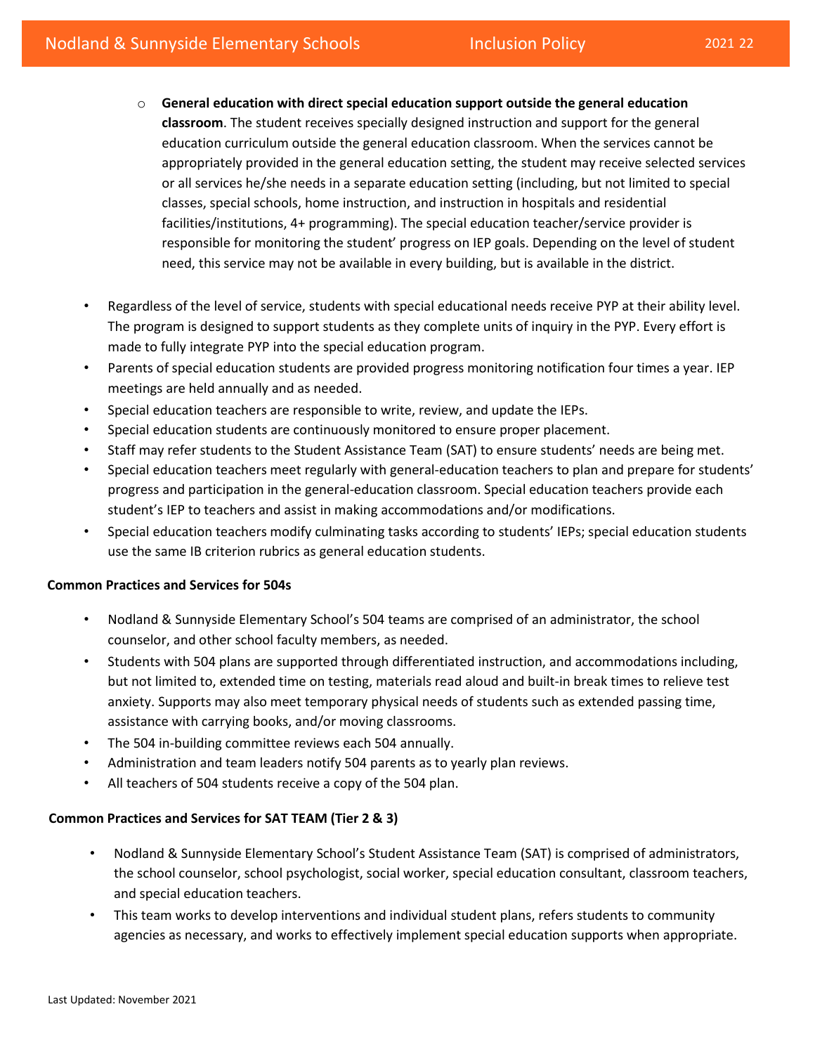- **General education with direct special education support outside the general education classroom**. The student receives specially designed instruction and support for the general education curriculum outside the general education classroom. When the services cannot be appropriately provided in the general education setting, the student may receive selected services or all services he/she needs in a separate education setting (including, but not limited to special classes, special schools, home instruction, and instruction in hospitals and residential facilities/institutions, 4+ programming). The special education teacher/service provider is responsible for monitoring the student' progress on IEP goals. Depending on the level of student need, this service may not be available in every building, but is available in the district.

- Regardless of the level of service, students with special educational needs receive PYP at their ability level. The program is designed to support students as they complete units of inquiry in the PYP. Every effort is made to fully integrate PYP into the special education program.
- Parents of special education students are provided progress monitoring notification four times a year. IEP meetings are held annually and as needed.
- Special education teachers are responsible to write, review, and update the IEPs.
- Special education students are continuously monitored to ensure proper placement.
- Staff may refer students to the Student Assistance Team (SAT) to ensure students' needs are being met.
- Special education teachers meet regularly with general-education teachers to plan and prepare for students' progress and participation in the general-education classroom. Special education teachers provide each student's IEP to teachers and assist in making accommodations and/or modifications.
- Special education teachers modify culminating tasks according to students' IEPs; special education students use the same IB criterion rubrics as general education students.

**Common Practices and Services for 504s**

- Nodland & Sunnyside Elementary School's 504 teams are comprised of an administrator, the school counselor, and other school faculty members, as needed.
- Students with 504 plans are supported through differentiated instruction, and accommodations including, but not limited to, extended time on testing, materials read aloud and built-in break times to relieve test anxiety. Supports may also meet temporary physical needs of students such as extended passing time, assistance with carrying books, and/or moving classrooms.
- The 504 in-building committee reviews each 504 annually.
- Administration and team leaders notify 504 parents as to yearly plan reviews.
- All teachers of 504 students receive a copy of the 504 plan.

**Common Practices and Services for SAT TEAM (Tier 2 & 3)**

- Nodland & Sunnyside Elementary School's Student Assistance Team (SAT) is comprised of administrators, the school counselor, school psychologist, social worker, special education consultant, classroom teachers, and special education teachers.
- This team works to develop interventions and individual student plans, refers students to community agencies as necessary, and works to effectively implement special education supports when appropriate.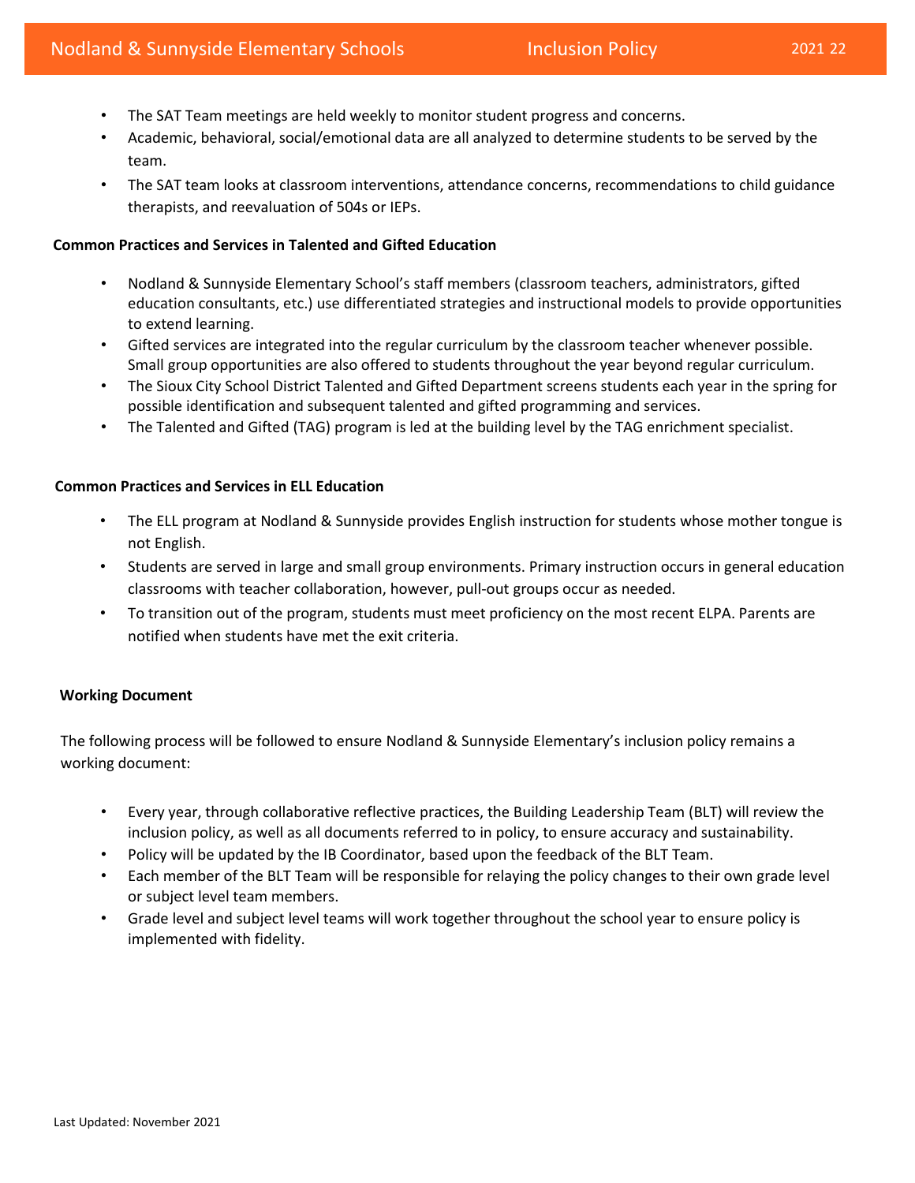- The SAT Team meetings are held weekly to monitor student progress and concerns.
- Academic, behavioral, social/emotional data are all analyzed to determine students to be served by the team.
- The SAT team looks at classroom interventions, attendance concerns, recommendations to child guidance therapists, and reevaluation of 504s or IEPs.

**Common Practices and Services in Talented and Gifted Education**

- Nodland & Sunnyside Elementary School's staff members (classroom teachers, administrators, gifted education consultants, etc.) use differentiated strategies and instructional models to provide opportunities to extend learning.
- Gifted services are integrated into the regular curriculum by the classroom teacher whenever possible. Small group opportunities are also offered to students throughout the year beyond regular curriculum.
- The Sioux City School District Talented and Gifted Department screens students each year in the spring for possible identification and subsequent talented and gifted programming and services.
- The Talented and Gifted (TAG) program is led at the building level by the TAG enrichment specialist.

**Common Practices and Services in ELL Education**

- The ELL program at Nodland & Sunnyside provides English instruction for students whose mother tongue is not English.
- Students are served in large and small group environments. Primary instruction occurs in general education classrooms with teacher collaboration, however, pull-out groups occur as needed.
- To transition out of the program, students must meet proficiency on the most recent ELPA. Parents are notified when students have met the exit criteria.

**Working Document**

The following process will be followed to ensure Nodland & Sunnyside Elementary's inclusion policy remains a working document:

- Every year, through collaborative reflective practices, the Building Leadership Team (BLT) will review the inclusion policy, as well as all documents referred to in policy, to ensure accuracy and sustainability.
- Policy will be updated by the IB Coordinator, based upon the feedback of the BLT Team.
- Each member of the BLT Team will be responsible for relaying the policy changes to their own grade level or subject level team members.
- Grade level and subject level teams will work together throughout the school year to ensure policy is implemented with fidelity.

Last Updated: November 2021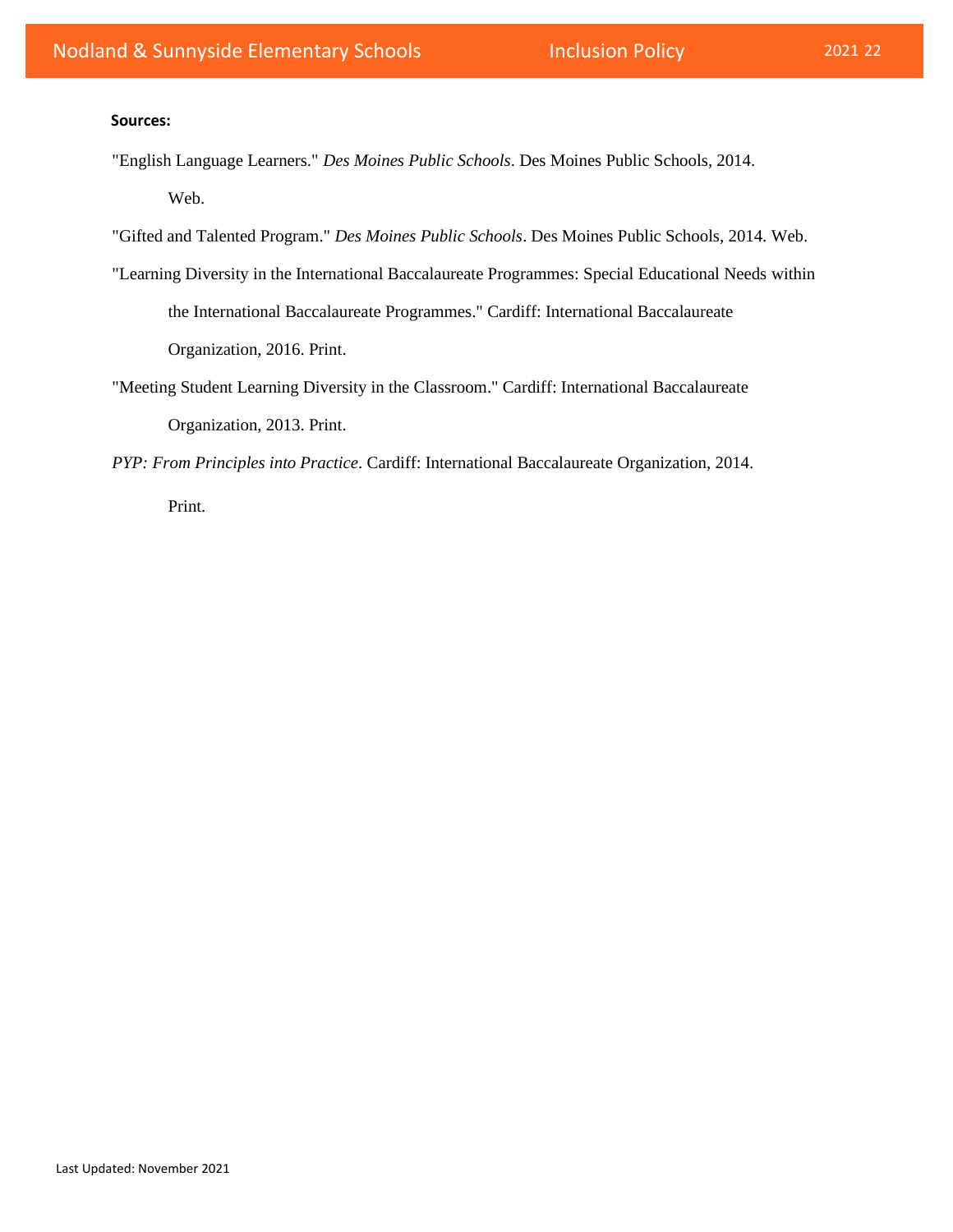**Sources:**

"English Language Learners." *Des Moines Public Schools*. Des Moines Public Schools, 2014. Web.

"Gifted and Talented Program." *Des Moines Public Schools*. Des Moines Public Schools, 2014. Web.

"Learning Diversity in the International Baccalaureate Programmes: Special Educational Needs within the International Baccalaureate Programmes." Cardiff: International Baccalaureate Organization, 2016. Print.

"Meeting Student Learning Diversity in the Classroom." Cardiff: International Baccalaureate Organization, 2013. Print.

*PYP: From Principles into Practice*. Cardiff: International Baccalaureate Organization, 2014. Print.